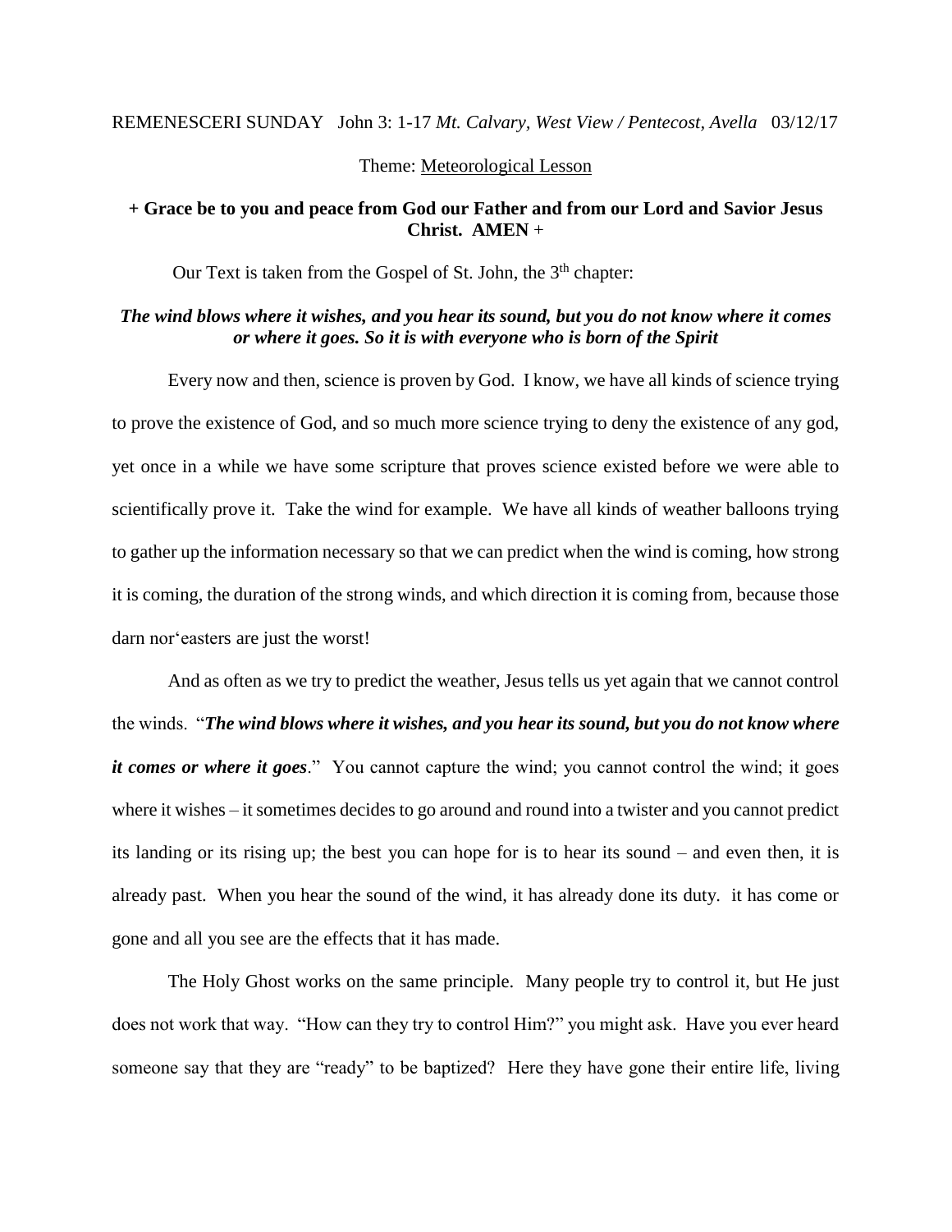REMENESCERI SUNDAY John 3: 1-17 *Mt. Calvary, West View / Pentecost, Avella* 03/12/17

Theme: Meteorological Lesson

**+ Grace be to you and peace from God our Father and from our Lord and Savior Jesus Christ. AMEN** +

Our Text is taken from the Gospel of St. John, the 3[th] chapter:

***The wind blows where it wishes, and you hear its sound, but you do not know where it comes or where it goes. So it is with everyone who is born of the Spirit***

Every now and then, science is proven by God. I know, we have all kinds of science trying to prove the existence of God, and so much more science trying to deny the existence of any god, yet once in a while we have some scripture that proves science existed before we were able to scientifically prove it. Take the wind for example. We have all kinds of weather balloons trying to gather up the information necessary so that we can predict when the wind is coming, how strong it is coming, the duration of the strong winds, and which direction it is coming from, because those darn nor'easters are just the worst!

And as often as we try to predict the weather, Jesus tells us yet again that we cannot control the winds. "***The wind blows where it wishes, and you hear its sound, but you do not know where it comes or where it goes***." You cannot capture the wind; you cannot control the wind; it goes where it wishes – it sometimes decides to go around and round into a twister and you cannot predict its landing or its rising up; the best you can hope for is to hear its sound – and even then, it is already past. When you hear the sound of the wind, it has already done its duty. it has come or gone and all you see are the effects that it has made.

The Holy Ghost works on the same principle. Many people try to control it, but He just does not work that way. "How can they try to control Him?" you might ask. Have you ever heard someone say that they are "ready" to be baptized? Here they have gone their entire life, living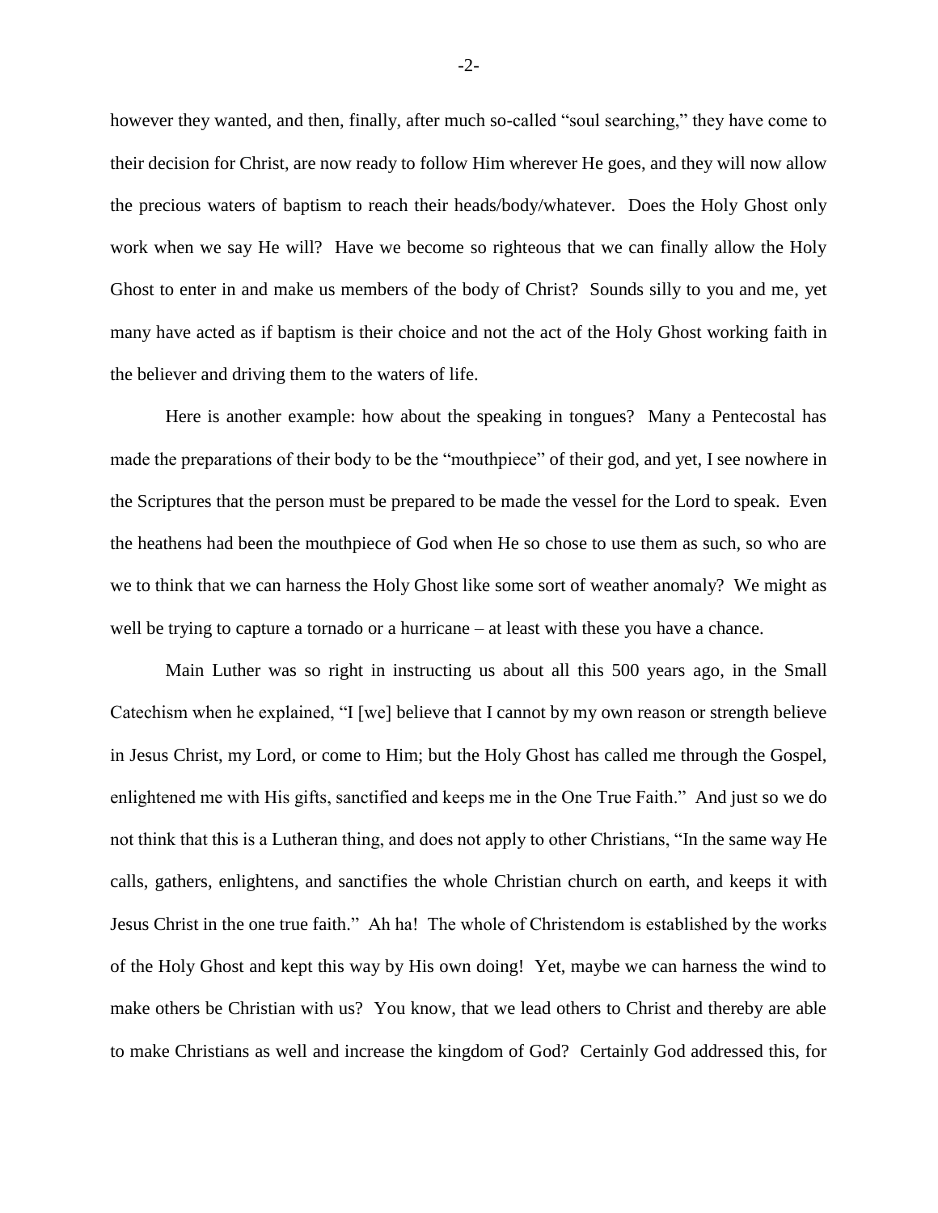however they wanted, and then, finally, after much so-called "soul searching," they have come to their decision for Christ, are now ready to follow Him wherever He goes, and they will now allow the precious waters of baptism to reach their heads/body/whatever. Does the Holy Ghost only work when we say He will? Have we become so righteous that we can finally allow the Holy Ghost to enter in and make us members of the body of Christ? Sounds silly to you and me, yet many have acted as if baptism is their choice and not the act of the Holy Ghost working faith in the believer and driving them to the waters of life.

Here is another example: how about the speaking in tongues? Many a Pentecostal has made the preparations of their body to be the "mouthpiece" of their god, and yet, I see nowhere in the Scriptures that the person must be prepared to be made the vessel for the Lord to speak. Even the heathens had been the mouthpiece of God when He so chose to use them as such, so who are we to think that we can harness the Holy Ghost like some sort of weather anomaly? We might as well be trying to capture a tornado or a hurricane – at least with these you have a chance.

Main Luther was so right in instructing us about all this 500 years ago, in the Small Catechism when he explained, "I [we] believe that I cannot by my own reason or strength believe in Jesus Christ, my Lord, or come to Him; but the Holy Ghost has called me through the Gospel, enlightened me with His gifts, sanctified and keeps me in the One True Faith." And just so we do not think that this is a Lutheran thing, and does not apply to other Christians, "In the same way He calls, gathers, enlightens, and sanctifies the whole Christian church on earth, and keeps it with Jesus Christ in the one true faith." Ah ha! The whole of Christendom is established by the works of the Holy Ghost and kept this way by His own doing! Yet, maybe we can harness the wind to make others be Christian with us? You know, that we lead others to Christ and thereby are able to make Christians as well and increase the kingdom of God? Certainly God addressed this, for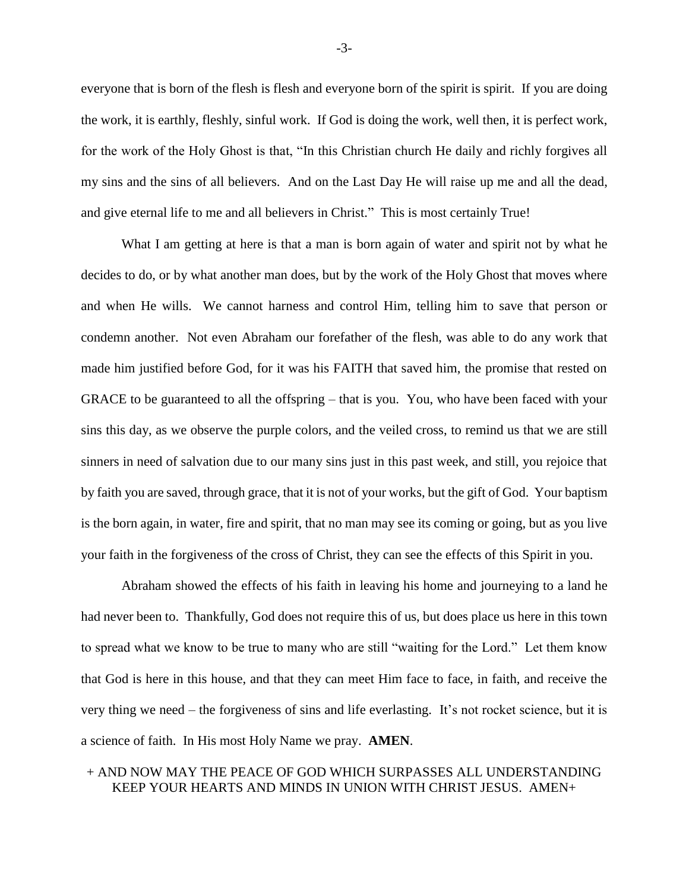everyone that is born of the flesh is flesh and everyone born of the spirit is spirit. If you are doing the work, it is earthly, fleshly, sinful work. If God is doing the work, well then, it is perfect work, for the work of the Holy Ghost is that, "In this Christian church He daily and richly forgives all my sins and the sins of all believers. And on the Last Day He will raise up me and all the dead, and give eternal life to me and all believers in Christ." This is most certainly True!

What I am getting at here is that a man is born again of water and spirit not by what he decides to do, or by what another man does, but by the work of the Holy Ghost that moves where and when He wills. We cannot harness and control Him, telling him to save that person or condemn another. Not even Abraham our forefather of the flesh, was able to do any work that made him justified before God, for it was his FAITH that saved him, the promise that rested on GRACE to be guaranteed to all the offspring – that is you. You, who have been faced with your sins this day, as we observe the purple colors, and the veiled cross, to remind us that we are still sinners in need of salvation due to our many sins just in this past week, and still, you rejoice that by faith you are saved, through grace, that it is not of your works, but the gift of God. Your baptism is the born again, in water, fire and spirit, that no man may see its coming or going, but as you live your faith in the forgiveness of the cross of Christ, they can see the effects of this Spirit in you.

Abraham showed the effects of his faith in leaving his home and journeying to a land he had never been to. Thankfully, God does not require this of us, but does place us here in this town to spread what we know to be true to many who are still "waiting for the Lord." Let them know that God is here in this house, and that they can meet Him face to face, in faith, and receive the very thing we need – the forgiveness of sins and life everlasting. It's not rocket science, but it is a science of faith. In His most Holy Name we pray. **AMEN**.

+ AND NOW MAY THE PEACE OF GOD WHICH SURPASSES ALL UNDERSTANDING KEEP YOUR HEARTS AND MINDS IN UNION WITH CHRIST JESUS. AMEN+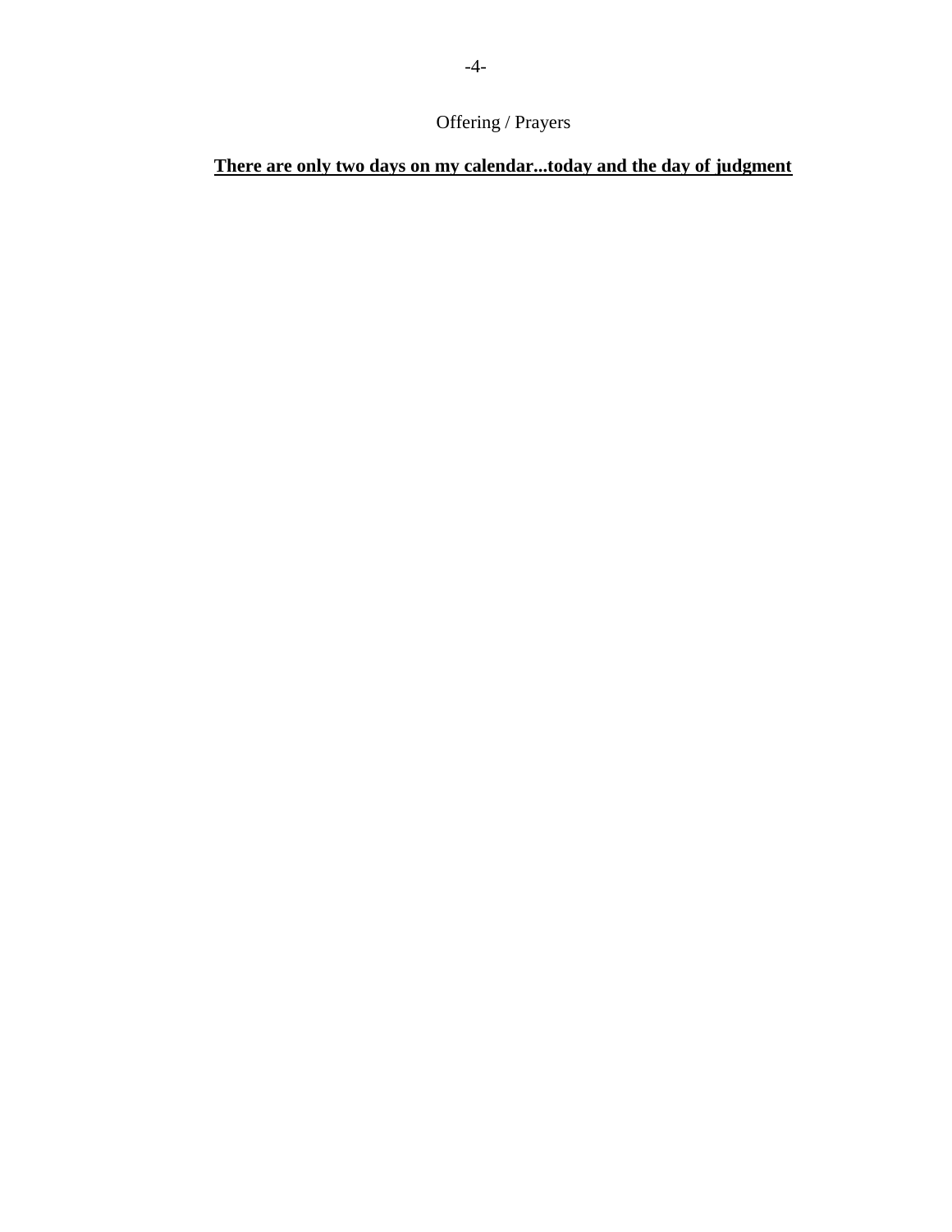Offering / Prayers

**There are only two days on my calendar...today and the day of judgment**